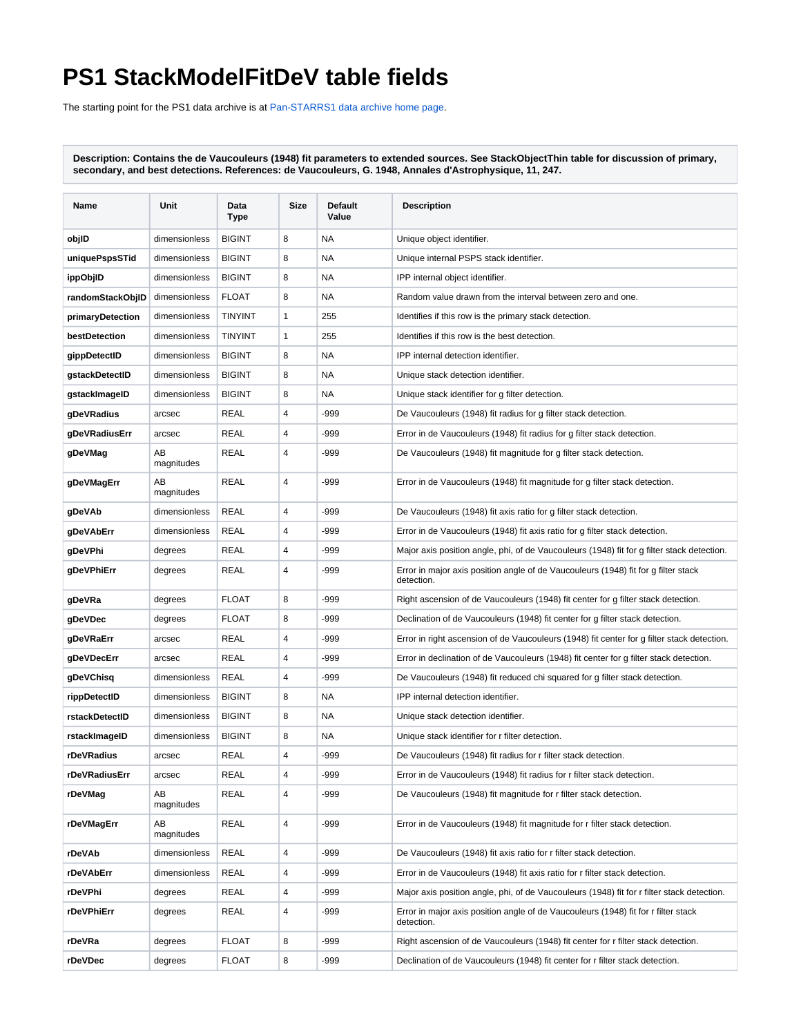# PS1 StackModelFitDeV table fields

The starting point for the PS1 data archive is at Pan-STARRS1 data archive home page.

**Description: Contains the de Vaucouleurs (1948) fit parameters to extended sources. See StackObjectThin table for discussion of primary, secondary, and best detections. References: de Vaucouleurs, G. 1948, Annales d'Astrophysique, 11, 247.**

| Name | Unit | Data Type | Size | Default Value | Description |
|---|---|---|---|---|---|
| **objID** | dimensionless | BIGINT | 8 | NA | Unique object identifier. |
| **uniquePspsSTid** | dimensionless | BIGINT | 8 | NA | Unique internal PSPS stack identifier. |
| **ippObjID** | dimensionless | BIGINT | 8 | NA | IPP internal object identifier. |
| **randomStackObjID** | dimensionless | FLOAT | 8 | NA | Random value drawn from the interval between zero and one. |
| **primaryDetection** | dimensionless | TINYINT | 1 | 255 | Identifies if this row is the primary stack detection. |
| **bestDetection** | dimensionless | TINYINT | 1 | 255 | Identifies if this row is the best detection. |
| **gippDetectID** | dimensionless | BIGINT | 8 | NA | IPP internal detection identifier. |
| **gstackDetectID** | dimensionless | BIGINT | 8 | NA | Unique stack detection identifier. |
| **gstackImageID** | dimensionless | BIGINT | 8 | NA | Unique stack identifier for g filter detection. |
| **gDeVRadius** | arcsec | REAL | 4 | -999 | De Vaucouleurs (1948) fit radius for g filter stack detection. |
| **gDeVRadiusErr** | arcsec | REAL | 4 | -999 | Error in de Vaucouleurs (1948) fit radius for g filter stack detection. |
| **gDeVMag** | AB magnitudes | REAL | 4 | -999 | De Vaucouleurs (1948) fit magnitude for g filter stack detection. |
| **gDeVMagErr** | AB magnitudes | REAL | 4 | -999 | Error in de Vaucouleurs (1948) fit magnitude for g filter stack detection. |
| **gDeVAb** | dimensionless | REAL | 4 | -999 | De Vaucouleurs (1948) fit axis ratio for g filter stack detection. |
| **gDeVAbErr** | dimensionless | REAL | 4 | -999 | Error in de Vaucouleurs (1948) fit axis ratio for g filter stack detection. |
| **gDeVPhi** | degrees | REAL | 4 | -999 | Major axis position angle, phi, of de Vaucouleurs (1948) fit for g filter stack detection. |
| **gDeVPhiErr** | degrees | REAL | 4 | -999 | Error in major axis position angle of de Vaucouleurs (1948) fit for g filter stack detection. |
| **gDeVRa** | degrees | FLOAT | 8 | -999 | Right ascension of de Vaucouleurs (1948) fit center for g filter stack detection. |
| **gDeVDec** | degrees | FLOAT | 8 | -999 | Declination of de Vaucouleurs (1948) fit center for g filter stack detection. |
| **gDeVRaErr** | arcsec | REAL | 4 | -999 | Error in right ascension of de Vaucouleurs (1948) fit center for g filter stack detection. |
| **gDeVDecErr** | arcsec | REAL | 4 | -999 | Error in declination of de Vaucouleurs (1948) fit center for g filter stack detection. |
| **gDeVChisq** | dimensionless | REAL | 4 | -999 | De Vaucouleurs (1948) fit reduced chi squared for g filter stack detection. |
| **rippDetectID** | dimensionless | BIGINT | 8 | NA | IPP internal detection identifier. |
| **rstackDetectID** | dimensionless | BIGINT | 8 | NA | Unique stack detection identifier. |
| **rstackImageID** | dimensionless | BIGINT | 8 | NA | Unique stack identifier for r filter detection. |
| **rDeVRadius** | arcsec | REAL | 4 | -999 | De Vaucouleurs (1948) fit radius for r filter stack detection. |
| **rDeVRadiusErr** | arcsec | REAL | 4 | -999 | Error in de Vaucouleurs (1948) fit radius for r filter stack detection. |
| **rDeVMag** | AB magnitudes | REAL | 4 | -999 | De Vaucouleurs (1948) fit magnitude for r filter stack detection. |
| **rDeVMagErr** | AB magnitudes | REAL | 4 | -999 | Error in de Vaucouleurs (1948) fit magnitude for r filter stack detection. |
| **rDeVAb** | dimensionless | REAL | 4 | -999 | De Vaucouleurs (1948) fit axis ratio for r filter stack detection. |
| **rDeVAbErr** | dimensionless | REAL | 4 | -999 | Error in de Vaucouleurs (1948) fit axis ratio for r filter stack detection. |
| **rDeVPhi** | degrees | REAL | 4 | -999 | Major axis position angle, phi, of de Vaucouleurs (1948) fit for r filter stack detection. |
| **rDeVPhiErr** | degrees | REAL | 4 | -999 | Error in major axis position angle of de Vaucouleurs (1948) fit for r filter stack detection. |
| **rDeVRa** | degrees | FLOAT | 8 | -999 | Right ascension of de Vaucouleurs (1948) fit center for r filter stack detection. |
| **rDeVDec** | degrees | FLOAT | 8 | -999 | Declination of de Vaucouleurs (1948) fit center for r filter stack detection. |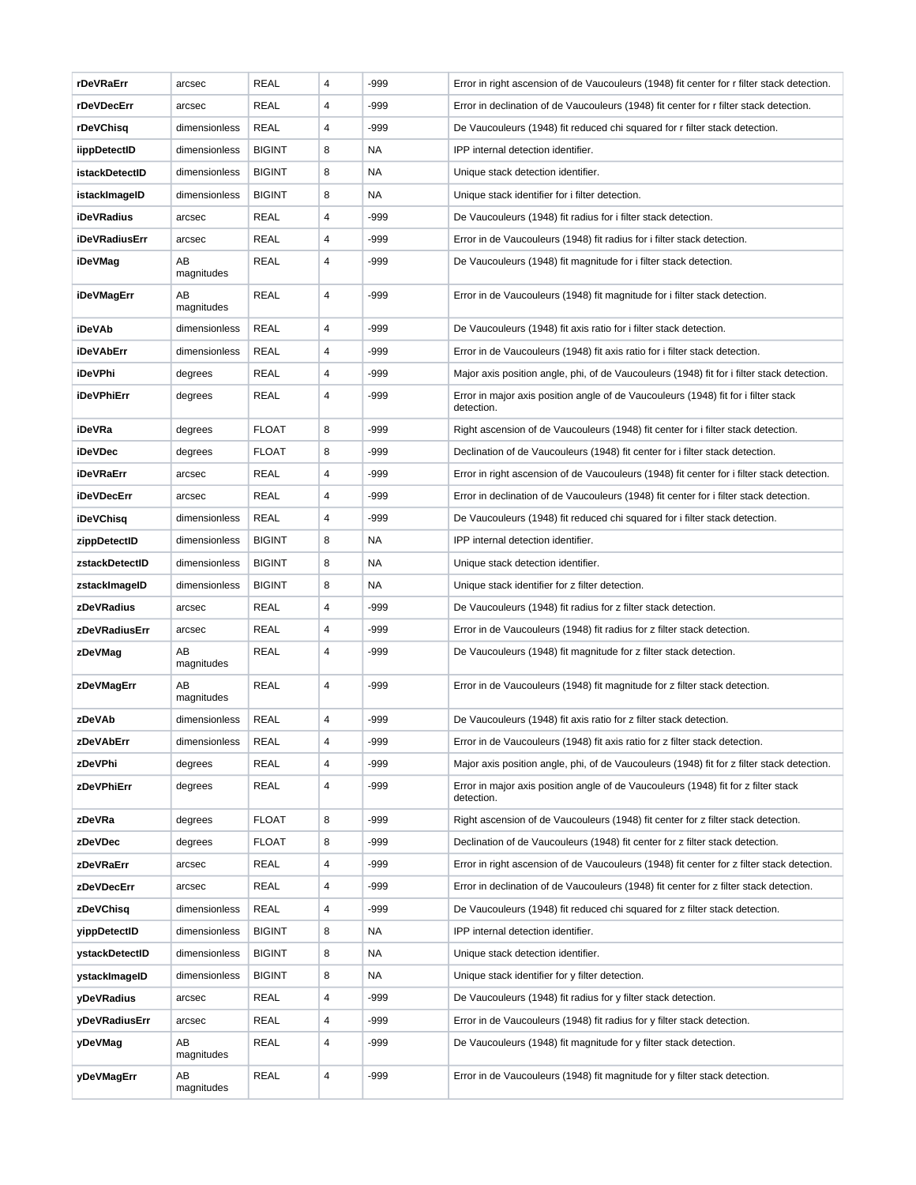| **rDeVRaErr** | arcsec | REAL | 4 | -999 | Error in right ascension of de Vaucouleurs (1948) fit center for r filter stack detection. |
|---|---|---|---|---|---|
| **rDeVDecErr** | arcsec | REAL | 4 | -999 | Error in declination of de Vaucouleurs (1948) fit center for r filter stack detection. |
| **rDeVChisq** | dimensionless | REAL | 4 | -999 | De Vaucouleurs (1948) fit reduced chi squared for r filter stack detection. |
| **iippDetectID** | dimensionless | BIGINT | 8 | NA | IPP internal detection identifier. |
| **istackDetectID** | dimensionless | BIGINT | 8 | NA | Unique stack detection identifier. |
| **istackImageID** | dimensionless | BIGINT | 8 | NA | Unique stack identifier for i filter detection. |
| **iDeVRadius** | arcsec | REAL | 4 | -999 | De Vaucouleurs (1948) fit radius for i filter stack detection. |
| **iDeVRadiusErr** | arcsec | REAL | 4 | -999 | Error in de Vaucouleurs (1948) fit radius for i filter stack detection. |
| **iDeVMag** | AB magnitudes | REAL | 4 | -999 | De Vaucouleurs (1948) fit magnitude for i filter stack detection. |
| **iDeVMagErr** | AB magnitudes | REAL | 4 | -999 | Error in de Vaucouleurs (1948) fit magnitude for i filter stack detection. |
| **iDeVAb** | dimensionless | REAL | 4 | -999 | De Vaucouleurs (1948) fit axis ratio for i filter stack detection. |
| **iDeVAbErr** | dimensionless | REAL | 4 | -999 | Error in de Vaucouleurs (1948) fit axis ratio for i filter stack detection. |
| **iDeVPhi** | degrees | REAL | 4 | -999 | Major axis position angle, phi, of de Vaucouleurs (1948) fit for i filter stack detection. |
| **iDeVPhiErr** | degrees | REAL | 4 | -999 | Error in major axis position angle of de Vaucouleurs (1948) fit for i filter stack detection. |
| **iDeVRa** | degrees | FLOAT | 8 | -999 | Right ascension of de Vaucouleurs (1948) fit center for i filter stack detection. |
| **iDeVDec** | degrees | FLOAT | 8 | -999 | Declination of de Vaucouleurs (1948) fit center for i filter stack detection. |
| **iDeVRaErr** | arcsec | REAL | 4 | -999 | Error in right ascension of de Vaucouleurs (1948) fit center for i filter stack detection. |
| **iDeVDecErr** | arcsec | REAL | 4 | -999 | Error in declination of de Vaucouleurs (1948) fit center for i filter stack detection. |
| **iDeVChisq** | dimensionless | REAL | 4 | -999 | De Vaucouleurs (1948) fit reduced chi squared for i filter stack detection. |
| **zippDetectID** | dimensionless | BIGINT | 8 | NA | IPP internal detection identifier. |
| **zstackDetectID** | dimensionless | BIGINT | 8 | NA | Unique stack detection identifier. |
| **zstackImageID** | dimensionless | BIGINT | 8 | NA | Unique stack identifier for z filter detection. |
| **zDeVRadius** | arcsec | REAL | 4 | -999 | De Vaucouleurs (1948) fit radius for z filter stack detection. |
| **zDeVRadiusErr** | arcsec | REAL | 4 | -999 | Error in de Vaucouleurs (1948) fit radius for z filter stack detection. |
| **zDeVMag** | AB magnitudes | REAL | 4 | -999 | De Vaucouleurs (1948) fit magnitude for z filter stack detection. |
| **zDeVMagErr** | AB magnitudes | REAL | 4 | -999 | Error in de Vaucouleurs (1948) fit magnitude for z filter stack detection. |
| **zDeVAb** | dimensionless | REAL | 4 | -999 | De Vaucouleurs (1948) fit axis ratio for z filter stack detection. |
| **zDeVAbErr** | dimensionless | REAL | 4 | -999 | Error in de Vaucouleurs (1948) fit axis ratio for z filter stack detection. |
| **zDeVPhi** | degrees | REAL | 4 | -999 | Major axis position angle, phi, of de Vaucouleurs (1948) fit for z filter stack detection. |
| **zDeVPhiErr** | degrees | REAL | 4 | -999 | Error in major axis position angle of de Vaucouleurs (1948) fit for z filter stack detection. |
| **zDeVRa** | degrees | FLOAT | 8 | -999 | Right ascension of de Vaucouleurs (1948) fit center for z filter stack detection. |
| **zDeVDec** | degrees | FLOAT | 8 | -999 | Declination of de Vaucouleurs (1948) fit center for z filter stack detection. |
| **zDeVRaErr** | arcsec | REAL | 4 | -999 | Error in right ascension of de Vaucouleurs (1948) fit center for z filter stack detection. |
| **zDeVDecErr** | arcsec | REAL | 4 | -999 | Error in declination of de Vaucouleurs (1948) fit center for z filter stack detection. |
| **zDeVChisq** | dimensionless | REAL | 4 | -999 | De Vaucouleurs (1948) fit reduced chi squared for z filter stack detection. |
| **yippDetectID** | dimensionless | BIGINT | 8 | NA | IPP internal detection identifier. |
| **ystackDetectID** | dimensionless | BIGINT | 8 | NA | Unique stack detection identifier. |
| **ystackImageID** | dimensionless | BIGINT | 8 | NA | Unique stack identifier for y filter detection. |
| **yDeVRadius** | arcsec | REAL | 4 | -999 | De Vaucouleurs (1948) fit radius for y filter stack detection. |
| **yDeVRadiusErr** | arcsec | REAL | 4 | -999 | Error in de Vaucouleurs (1948) fit radius for y filter stack detection. |
| **yDeVMag** | AB magnitudes | REAL | 4 | -999 | De Vaucouleurs (1948) fit magnitude for y filter stack detection. |
| **yDeVMagErr** | AB magnitudes | REAL | 4 | -999 | Error in de Vaucouleurs (1948) fit magnitude for y filter stack detection. |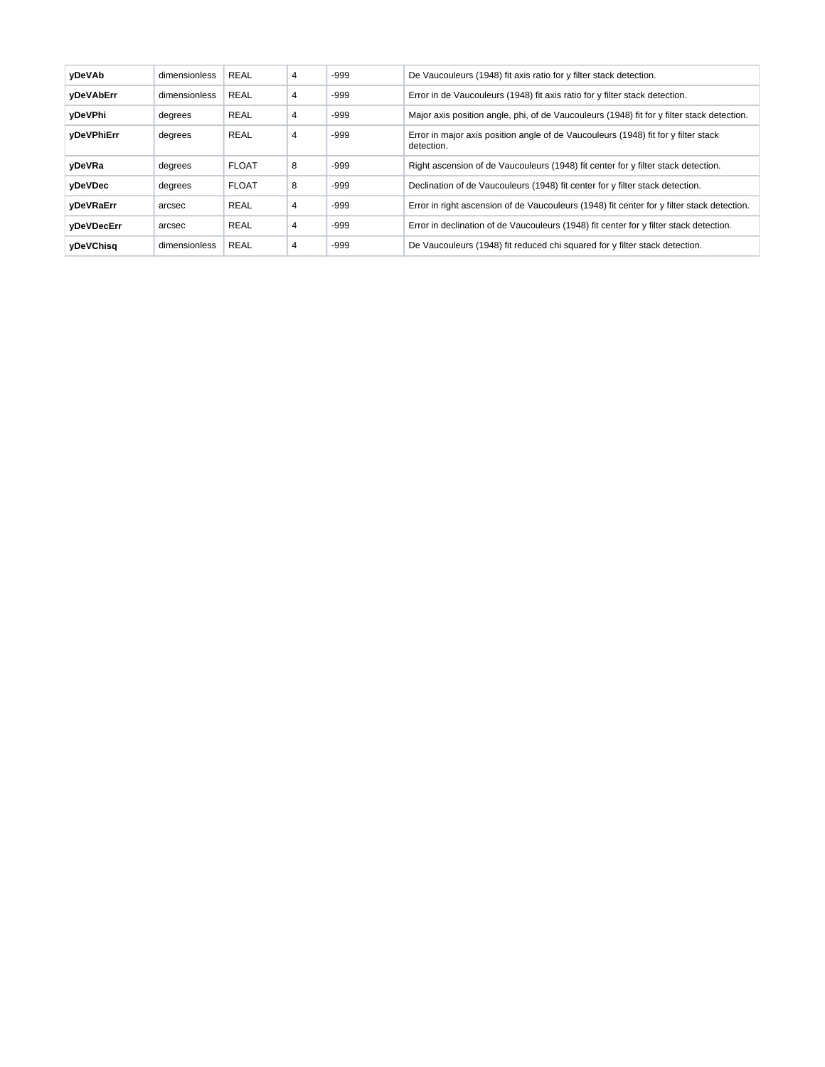| | | | | | |
|---|---|---|---|---|---|
| **yDeVAb** | dimensionless | REAL | 4 | -999 | De Vaucouleurs (1948) fit axis ratio for y filter stack detection. |
| **yDeVAbErr** | dimensionless | REAL | 4 | -999 | Error in de Vaucouleurs (1948) fit axis ratio for y filter stack detection. |
| **yDeVPhi** | degrees | REAL | 4 | -999 | Major axis position angle, phi, of de Vaucouleurs (1948) fit for y filter stack detection. |
| **yDeVPhiErr** | degrees | REAL | 4 | -999 | Error in major axis position angle of de Vaucouleurs (1948) fit for y filter stack detection. |
| **yDeVRa** | degrees | FLOAT | 8 | -999 | Right ascension of de Vaucouleurs (1948) fit center for y filter stack detection. |
| **yDeVDec** | degrees | FLOAT | 8 | -999 | Declination of de Vaucouleurs (1948) fit center for y filter stack detection. |
| **yDeVRaErr** | arcsec | REAL | 4 | -999 | Error in right ascension of de Vaucouleurs (1948) fit center for y filter stack detection. |
| **yDeVDecErr** | arcsec | REAL | 4 | -999 | Error in declination of de Vaucouleurs (1948) fit center for y filter stack detection. |
| **yDeVChisq** | dimensionless | REAL | 4 | -999 | De Vaucouleurs (1948) fit reduced chi squared for y filter stack detection. |